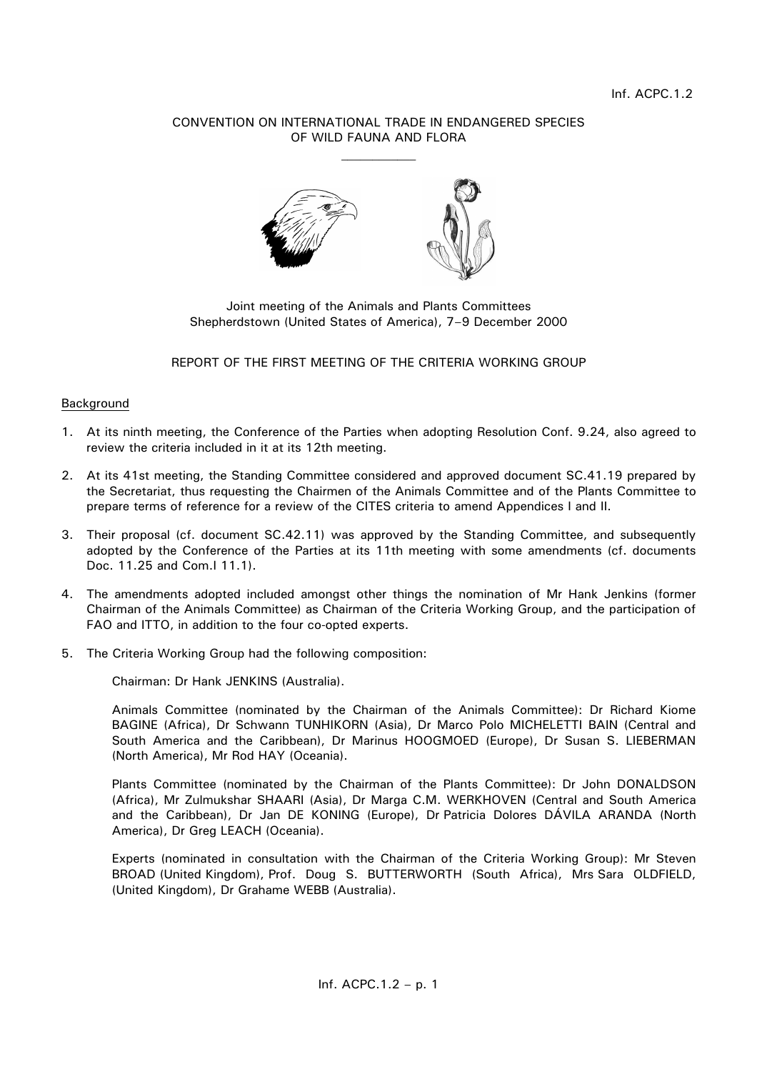Inf. ACPC.1.2

CONVENTION ON INTERNATIONAL TRADE IN ENDANGERED SPECIES OF WILD FAUNA AND FLORA

---

Joint meeting of the Animals and Plants Committees
Shepherdstown (United States of America), 7–9 December 2000

REPORT OF THE FIRST MEETING OF THE CRITERIA WORKING GROUP

## Background

1. At its ninth meeting, the Conference of the Parties when adopting Resolution Conf. 9.24, also agreed to review the criteria included in it at its 12th meeting.

2. At its 41st meeting, the Standing Committee considered and approved document SC.41.19 prepared by the Secretariat, thus requesting the Chairmen of the Animals Committee and of the Plants Committee to prepare terms of reference for a review of the CITES criteria to amend Appendices I and II.

3. Their proposal (cf. document SC.42.11) was approved by the Standing Committee, and subsequently adopted by the Conference of the Parties at its 11th meeting with some amendments (cf. documents Doc. 11.25 and Com.I 11.1).

4. The amendments adopted included amongst other things the nomination of Mr Hank Jenkins (former Chairman of the Animals Committee) as Chairman of the Criteria Working Group, and the participation of FAO and ITTO, in addition to the four co-opted experts.

5. The Criteria Working Group had the following composition:

   Chairman: Dr Hank JENKINS (Australia).

   Animals Committee (nominated by the Chairman of the Animals Committee): Dr Richard Kiome BAGINE (Africa), Dr Schwann TUNHIKORN (Asia), Dr Marco Polo MICHELETTI BAIN (Central and South America and the Caribbean), Dr Marinus HOOGMOED (Europe), Dr Susan S. LIEBERMAN (North America), Mr Rod HAY (Oceania).

   Plants Committee (nominated by the Chairman of the Plants Committee): Dr John DONALDSON (Africa), Mr Zulmukshar SHAARI (Asia), Dr Marga C.M. WERKHOVEN (Central and South America and the Caribbean), Dr Jan DE KONING (Europe), Dr Patricia Dolores DÁVILA ARANDA (North America), Dr Greg LEACH (Oceania).

   Experts (nominated in consultation with the Chairman of the Criteria Working Group): Mr Steven BROAD (United Kingdom), Prof. Doug S. BUTTERWORTH (South Africa), Mrs Sara OLDFIELD, (United Kingdom), Dr Grahame WEBB (Australia).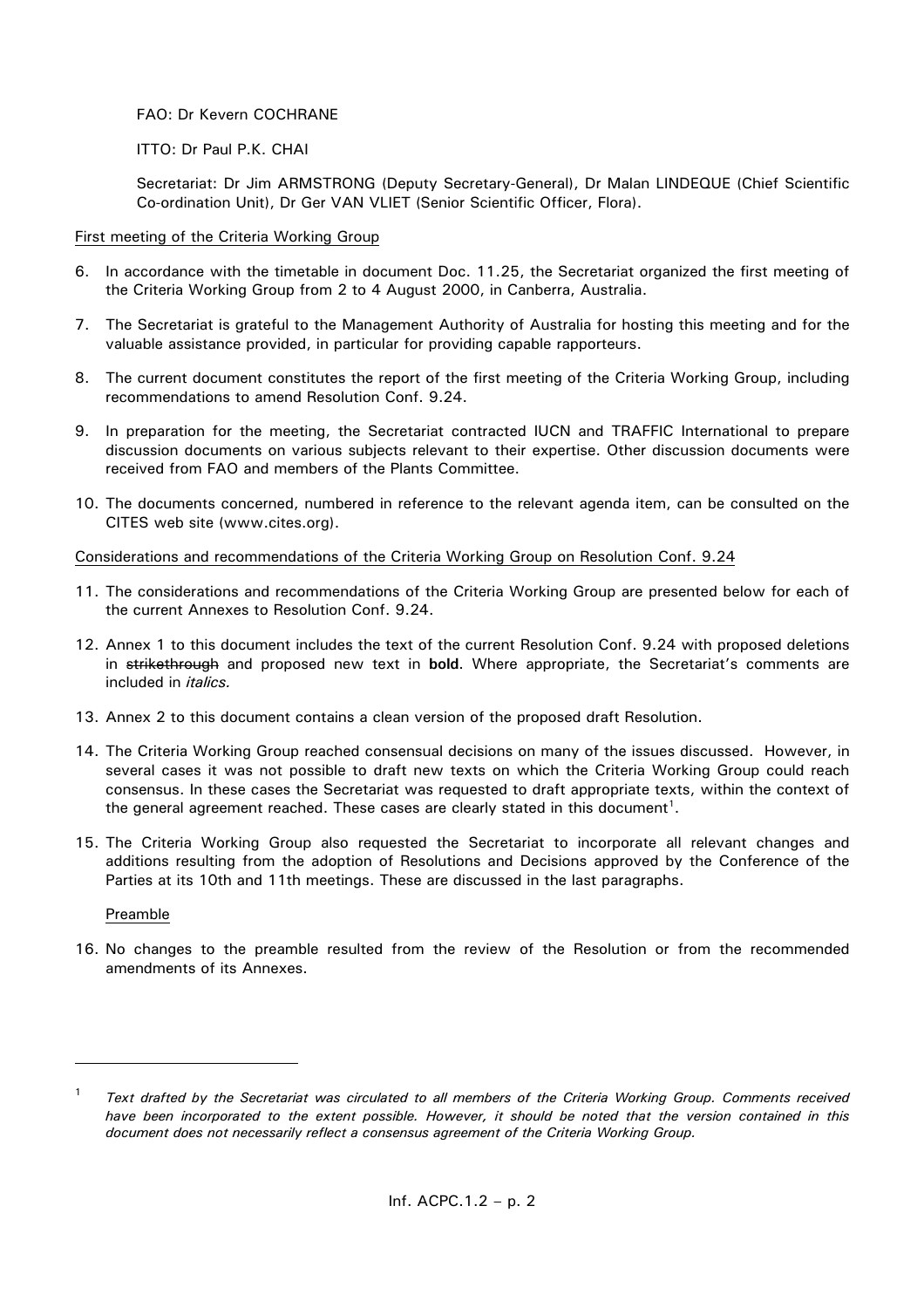FAO: Dr Kevern COCHRANE

ITTO: Dr Paul P.K. CHAI

Secretariat: Dr Jim ARMSTRONG (Deputy Secretary-General), Dr Malan LINDEQUE (Chief Scientific Co-ordination Unit), Dr Ger VAN VLIET (Senior Scientific Officer, Flora).

First meeting of the Criteria Working Group

6. In accordance with the timetable in document Doc. 11.25, the Secretariat organized the first meeting of the Criteria Working Group from 2 to 4 August 2000, in Canberra, Australia.

7. The Secretariat is grateful to the Management Authority of Australia for hosting this meeting and for the valuable assistance provided, in particular for providing capable rapporteurs.

8. The current document constitutes the report of the first meeting of the Criteria Working Group, including recommendations to amend Resolution Conf. 9.24.

9. In preparation for the meeting, the Secretariat contracted IUCN and TRAFFIC International to prepare discussion documents on various subjects relevant to their expertise. Other discussion documents were received from FAO and members of the Plants Committee.

10. The documents concerned, numbered in reference to the relevant agenda item, can be consulted on the CITES web site (www.cites.org).

Considerations and recommendations of the Criteria Working Group on Resolution Conf. 9.24

11. The considerations and recommendations of the Criteria Working Group are presented below for each of the current Annexes to Resolution Conf. 9.24.

12. Annex 1 to this document includes the text of the current Resolution Conf. 9.24 with proposed deletions in ~~strikethrough~~ and proposed new text in **bold**. Where appropriate, the Secretariat's comments are included in *italics.*

13. Annex 2 to this document contains a clean version of the proposed draft Resolution.

14. The Criteria Working Group reached consensual decisions on many of the issues discussed. However, in several cases it was not possible to draft new texts on which the Criteria Working Group could reach consensus. In these cases the Secretariat was requested to draft appropriate texts, within the context of the general agreement reached. These cases are clearly stated in this document[1].

15. The Criteria Working Group also requested the Secretariat to incorporate all relevant changes and additions resulting from the adoption of Resolutions and Decisions approved by the Conference of the Parties at its 10th and 11th meetings. These are discussed in the last paragraphs.

Preamble

16. No changes to the preamble resulted from the review of the Resolution or from the recommended amendments of its Annexes.

---

[1] *Text drafted by the Secretariat was circulated to all members of the Criteria Working Group. Comments received have been incorporated to the extent possible. However, it should be noted that the version contained in this document does not necessarily reflect a consensus agreement of the Criteria Working Group.*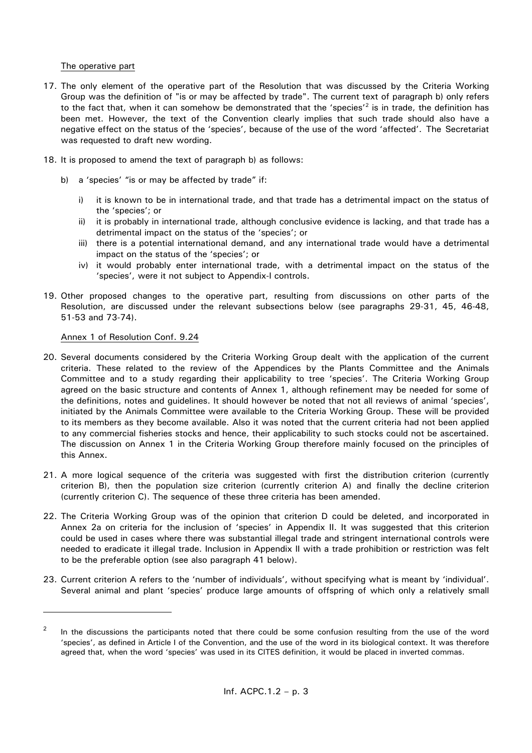The operative part

17. The only element of the operative part of the Resolution that was discussed by the Criteria Working Group was the definition of "is or may be affected by trade". The current text of paragraph b) only refers to the fact that, when it can somehow be demonstrated that the 'species'[2] is in trade, the definition has been met. However, the text of the Convention clearly implies that such trade should also have a negative effect on the status of the 'species', because of the use of the word 'affected'. The Secretariat was requested to draft new wording.

18. It is proposed to amend the text of paragraph b) as follows:

    b) a 'species' "is or may be affected by trade" if:

       i) it is known to be in international trade, and that trade has a detrimental impact on the status of the 'species'; or
       ii) it is probably in international trade, although conclusive evidence is lacking, and that trade has a detrimental impact on the status of the 'species'; or
       iii) there is a potential international demand, and any international trade would have a detrimental impact on the status of the 'species'; or
       iv) it would probably enter international trade, with a detrimental impact on the status of the 'species', were it not subject to Appendix-I controls.

19. Other proposed changes to the operative part, resulting from discussions on other parts of the Resolution, are discussed under the relevant subsections below (see paragraphs 29-31, 45, 46-48, 51-53 and 73-74).

Annex 1 of Resolution Conf. 9.24

20. Several documents considered by the Criteria Working Group dealt with the application of the current criteria. These related to the review of the Appendices by the Plants Committee and the Animals Committee and to a study regarding their applicability to tree 'species'. The Criteria Working Group agreed on the basic structure and contents of Annex 1, although refinement may be needed for some of the definitions, notes and guidelines. It should however be noted that not all reviews of animal 'species', initiated by the Animals Committee were available to the Criteria Working Group. These will be provided to its members as they become available. Also it was noted that the current criteria had not been applied to any commercial fisheries stocks and hence, their applicability to such stocks could not be ascertained. The discussion on Annex 1 in the Criteria Working Group therefore mainly focused on the principles of this Annex.

21. A more logical sequence of the criteria was suggested with first the distribution criterion (currently criterion B), then the population size criterion (currently criterion A) and finally the decline criterion (currently criterion C). The sequence of these three criteria has been amended.

22. The Criteria Working Group was of the opinion that criterion D could be deleted, and incorporated in Annex 2a on criteria for the inclusion of 'species' in Appendix II. It was suggested that this criterion could be used in cases where there was substantial illegal trade and stringent international controls were needed to eradicate it illegal trade. Inclusion in Appendix II with a trade prohibition or restriction was felt to be the preferable option (see also paragraph 41 below).

23. Current criterion A refers to the 'number of individuals', without specifying what is meant by 'individual'. Several animal and plant 'species' produce large amounts of offspring of which only a relatively small

---

[2] In the discussions the participants noted that there could be some confusion resulting from the use of the word 'species', as defined in Article I of the Convention, and the use of the word in its biological context. It was therefore agreed that, when the word 'species' was used in its CITES definition, it would be placed in inverted commas.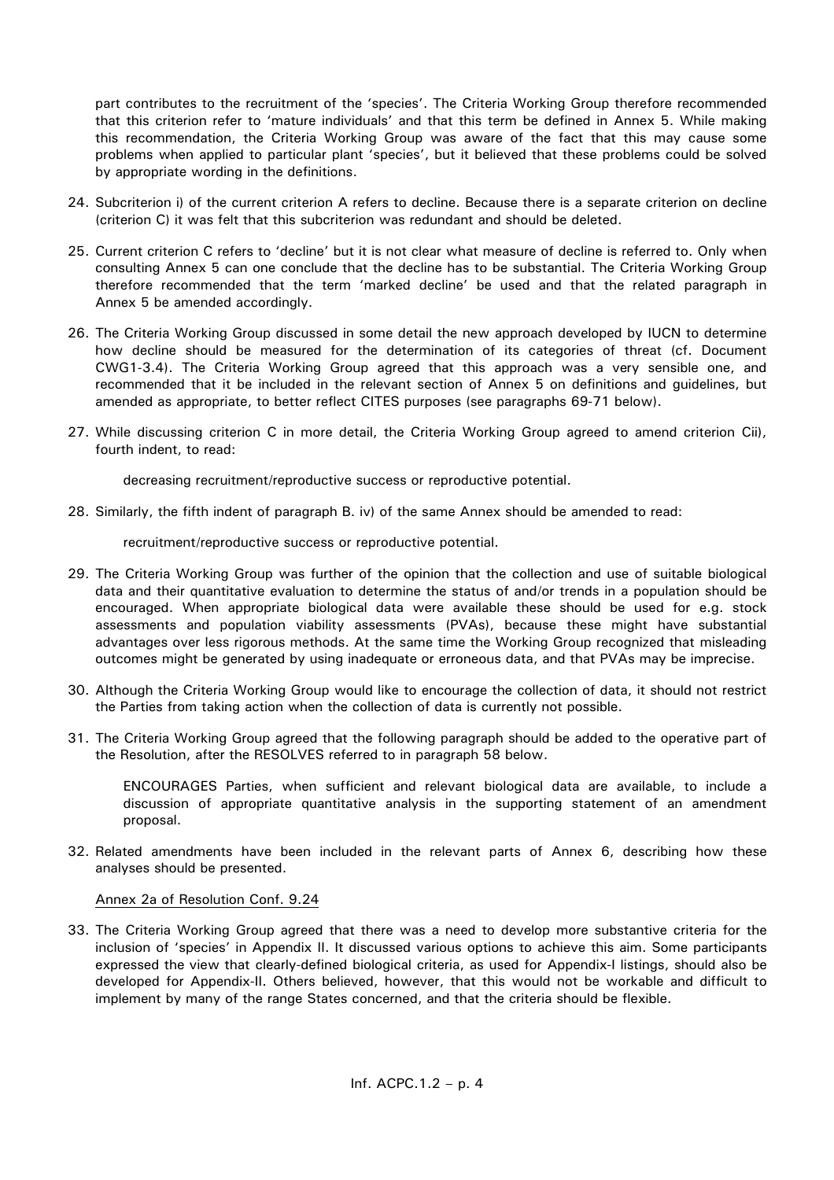part contributes to the recruitment of the 'species'. The Criteria Working Group therefore recommended that this criterion refer to 'mature individuals' and that this term be defined in Annex 5. While making this recommendation, the Criteria Working Group was aware of the fact that this may cause some problems when applied to particular plant 'species', but it believed that these problems could be solved by appropriate wording in the definitions.

24. Subcriterion i) of the current criterion A refers to decline. Because there is a separate criterion on decline (criterion C) it was felt that this subcriterion was redundant and should be deleted.

25. Current criterion C refers to 'decline' but it is not clear what measure of decline is referred to. Only when consulting Annex 5 can one conclude that the decline has to be substantial. The Criteria Working Group therefore recommended that the term 'marked decline' be used and that the related paragraph in Annex 5 be amended accordingly.

26. The Criteria Working Group discussed in some detail the new approach developed by IUCN to determine how decline should be measured for the determination of its categories of threat (cf. Document CWG1-3.4). The Criteria Working Group agreed that this approach was a very sensible one, and recommended that it be included in the relevant section of Annex 5 on definitions and guidelines, but amended as appropriate, to better reflect CITES purposes (see paragraphs 69-71 below).

27. While discussing criterion C in more detail, the Criteria Working Group agreed to amend criterion Cii), fourth indent, to read:

    decreasing recruitment/reproductive success or reproductive potential.

28. Similarly, the fifth indent of paragraph B. iv) of the same Annex should be amended to read:

    recruitment/reproductive success or reproductive potential.

29. The Criteria Working Group was further of the opinion that the collection and use of suitable biological data and their quantitative evaluation to determine the status of and/or trends in a population should be encouraged. When appropriate biological data were available these should be used for e.g. stock assessments and population viability assessments (PVAs), because these might have substantial advantages over less rigorous methods. At the same time the Working Group recognized that misleading outcomes might be generated by using inadequate or erroneous data, and that PVAs may be imprecise.

30. Although the Criteria Working Group would like to encourage the collection of data, it should not restrict the Parties from taking action when the collection of data is currently not possible.

31. The Criteria Working Group agreed that the following paragraph should be added to the operative part of the Resolution, after the RESOLVES referred to in paragraph 58 below.

    ENCOURAGES Parties, when sufficient and relevant biological data are available, to include a discussion of appropriate quantitative analysis in the supporting statement of an amendment proposal.

32. Related amendments have been included in the relevant parts of Annex 6, describing how these analyses should be presented.

Annex 2a of Resolution Conf. 9.24

33. The Criteria Working Group agreed that there was a need to develop more substantive criteria for the inclusion of 'species' in Appendix II. It discussed various options to achieve this aim. Some participants expressed the view that clearly-defined biological criteria, as used for Appendix-I listings, should also be developed for Appendix-II. Others believed, however, that this would not be workable and difficult to implement by many of the range States concerned, and that the criteria should be flexible.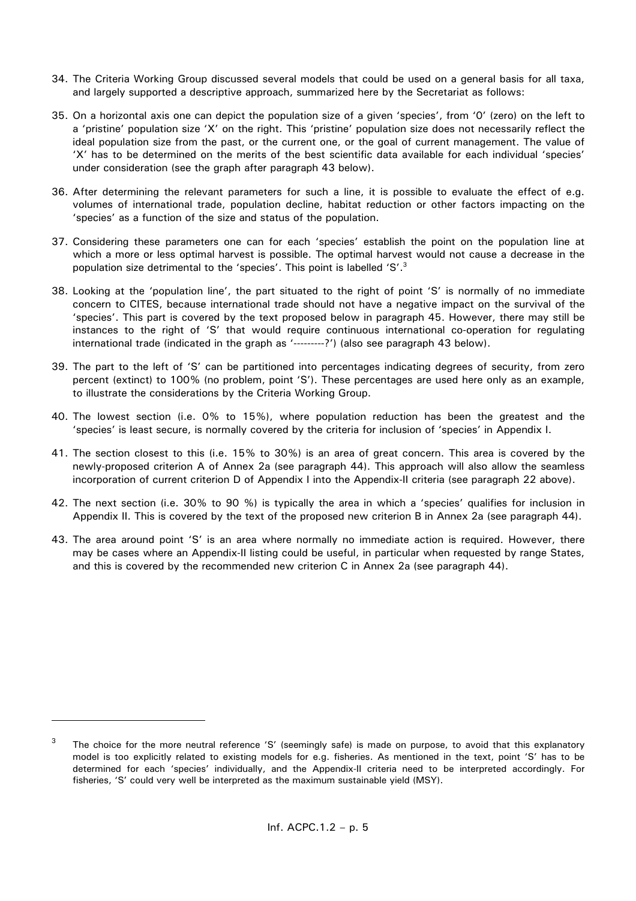34. The Criteria Working Group discussed several models that could be used on a general basis for all taxa, and largely supported a descriptive approach, summarized here by the Secretariat as follows:

35. On a horizontal axis one can depict the population size of a given 'species', from '0' (zero) on the left to a 'pristine' population size 'X' on the right. This 'pristine' population size does not necessarily reflect the ideal population size from the past, or the current one, or the goal of current management. The value of 'X' has to be determined on the merits of the best scientific data available for each individual 'species' under consideration (see the graph after paragraph 43 below).

36. After determining the relevant parameters for such a line, it is possible to evaluate the effect of e.g. volumes of international trade, population decline, habitat reduction or other factors impacting on the 'species' as a function of the size and status of the population.

37. Considering these parameters one can for each 'species' establish the point on the population line at which a more or less optimal harvest is possible. The optimal harvest would not cause a decrease in the population size detrimental to the 'species'. This point is labelled 'S'.[3]

38. Looking at the 'population line', the part situated to the right of point 'S' is normally of no immediate concern to CITES, because international trade should not have a negative impact on the survival of the 'species'. This part is covered by the text proposed below in paragraph 45. However, there may still be instances to the right of 'S' that would require continuous international co-operation for regulating international trade (indicated in the graph as '---------?') (also see paragraph 43 below).

39. The part to the left of 'S' can be partitioned into percentages indicating degrees of security, from zero percent (extinct) to 100% (no problem, point 'S'). These percentages are used here only as an example, to illustrate the considerations by the Criteria Working Group.

40. The lowest section (i.e. 0% to 15%), where population reduction has been the greatest and the 'species' is least secure, is normally covered by the criteria for inclusion of 'species' in Appendix I.

41. The section closest to this (i.e. 15% to 30%) is an area of great concern. This area is covered by the newly-proposed criterion A of Annex 2a (see paragraph 44). This approach will also allow the seamless incorporation of current criterion D of Appendix I into the Appendix-II criteria (see paragraph 22 above).

42. The next section (i.e. 30% to 90 %) is typically the area in which a 'species' qualifies for inclusion in Appendix II. This is covered by the text of the proposed new criterion B in Annex 2a (see paragraph 44).

43. The area around point 'S' is an area where normally no immediate action is required. However, there may be cases where an Appendix-II listing could be useful, in particular when requested by range States, and this is covered by the recommended new criterion C in Annex 2a (see paragraph 44).

---

[3] The choice for the more neutral reference 'S' (seemingly safe) is made on purpose, to avoid that this explanatory model is too explicitly related to existing models for e.g. fisheries. As mentioned in the text, point 'S' has to be determined for each 'species' individually, and the Appendix-II criteria need to be interpreted accordingly. For fisheries, 'S' could very well be interpreted as the maximum sustainable yield (MSY).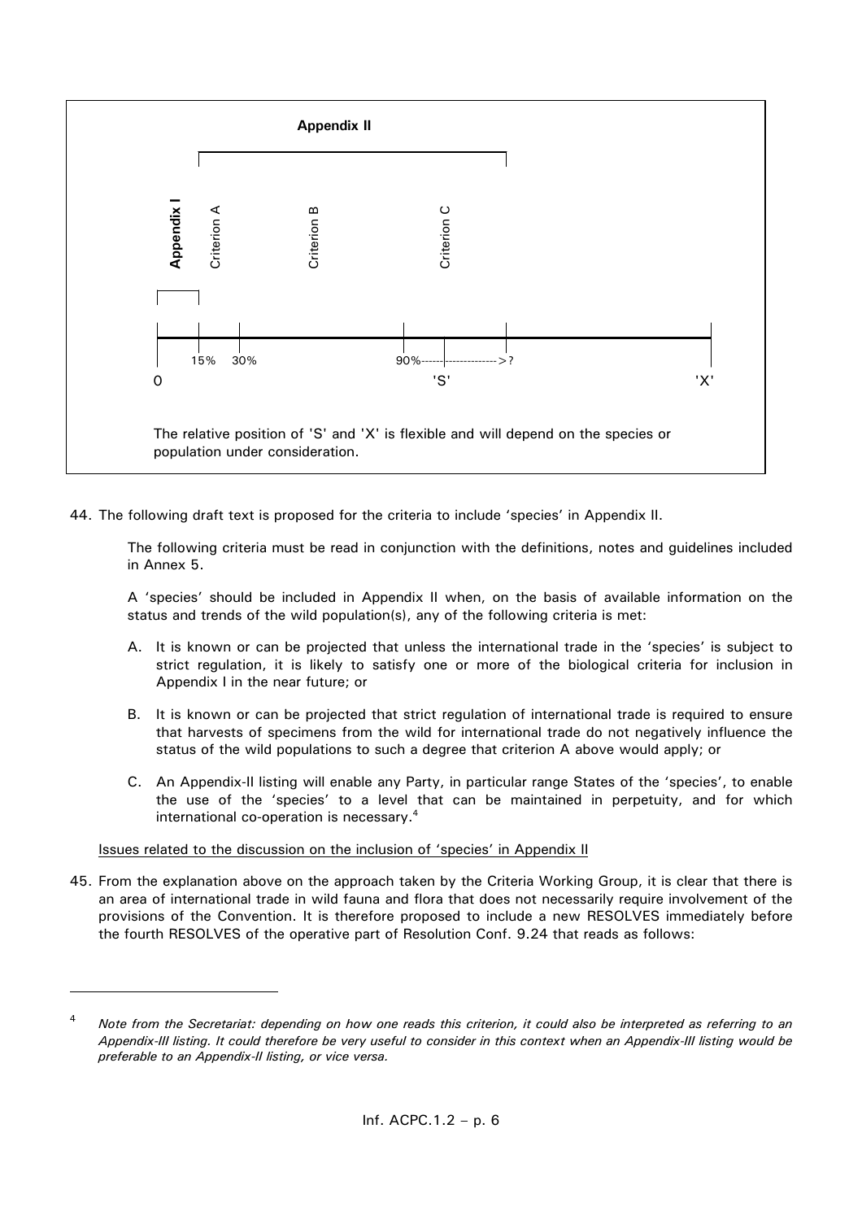**Appendix II**

**Appendix I** | Criterion A | Criterion B | Criterion C

0 — 15% — 30% — 90%------------------->? — 'S' — 'X'

The relative position of 'S' and 'X' is flexible and will depend on the species or population under consideration.

44. The following draft text is proposed for the criteria to include 'species' in Appendix II.

    The following criteria must be read in conjunction with the definitions, notes and guidelines included in Annex 5.

    A 'species' should be included in Appendix II when, on the basis of available information on the status and trends of the wild population(s), any of the following criteria is met:

    A. It is known or can be projected that unless the international trade in the 'species' is subject to strict regulation, it is likely to satisfy one or more of the biological criteria for inclusion in Appendix I in the near future; or

    B. It is known or can be projected that strict regulation of international trade is required to ensure that harvests of specimens from the wild for international trade do not negatively influence the status of the wild populations to such a degree that criterion A above would apply; or

    C. An Appendix-II listing will enable any Party, in particular range States of the 'species', to enable the use of the 'species' to a level that can be maintained in perpetuity, and for which international co-operation is necessary.[4]

Issues related to the discussion on the inclusion of 'species' in Appendix II

45. From the explanation above on the approach taken by the Criteria Working Group, it is clear that there is an area of international trade in wild fauna and flora that does not necessarily require involvement of the provisions of the Convention. It is therefore proposed to include a new RESOLVES immediately before the fourth RESOLVES of the operative part of Resolution Conf. 9.24 that reads as follows:

---

[4] *Note from the Secretariat: depending on how one reads this criterion, it could also be interpreted as referring to an Appendix-III listing. It could therefore be very useful to consider in this context when an Appendix-III listing would be preferable to an Appendix-II listing, or vice versa.*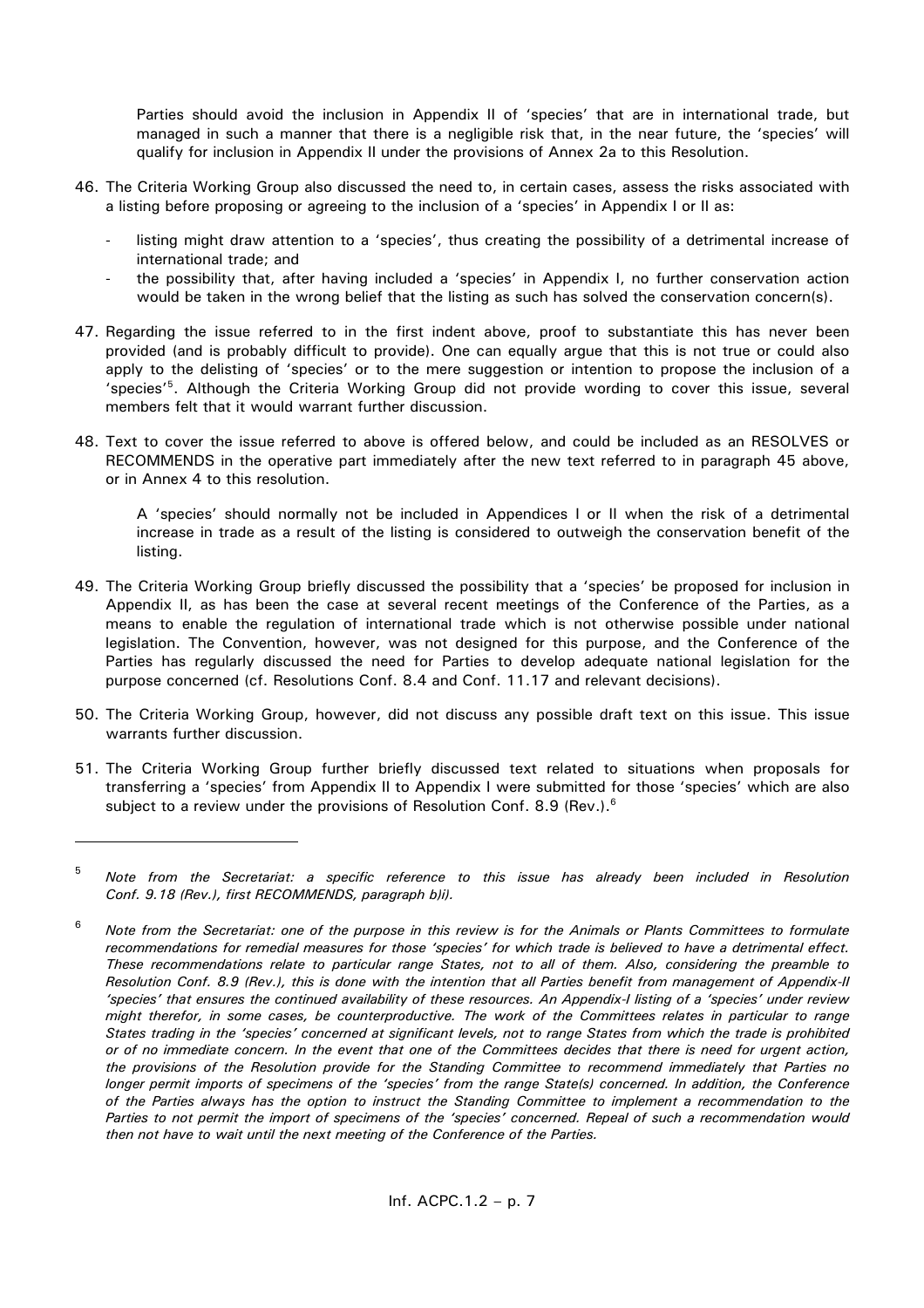Parties should avoid the inclusion in Appendix II of 'species' that are in international trade, but managed in such a manner that there is a negligible risk that, in the near future, the 'species' will qualify for inclusion in Appendix II under the provisions of Annex 2a to this Resolution.

46. The Criteria Working Group also discussed the need to, in certain cases, assess the risks associated with a listing before proposing or agreeing to the inclusion of a 'species' in Appendix I or II as:

    - listing might draw attention to a 'species', thus creating the possibility of a detrimental increase of international trade; and
    - the possibility that, after having included a 'species' in Appendix I, no further conservation action would be taken in the wrong belief that the listing as such has solved the conservation concern(s).

47. Regarding the issue referred to in the first indent above, proof to substantiate this has never been provided (and is probably difficult to provide). One can equally argue that this is not true or could also apply to the delisting of 'species' or to the mere suggestion or intention to propose the inclusion of a 'species'[5]. Although the Criteria Working Group did not provide wording to cover this issue, several members felt that it would warrant further discussion.

48. Text to cover the issue referred to above is offered below, and could be included as an RESOLVES or RECOMMENDS in the operative part immediately after the new text referred to in paragraph 45 above, or in Annex 4 to this resolution.

    A 'species' should normally not be included in Appendices I or II when the risk of a detrimental increase in trade as a result of the listing is considered to outweigh the conservation benefit of the listing.

49. The Criteria Working Group briefly discussed the possibility that a 'species' be proposed for inclusion in Appendix II, as has been the case at several recent meetings of the Conference of the Parties, as a means to enable the regulation of international trade which is not otherwise possible under national legislation. The Convention, however, was not designed for this purpose, and the Conference of the Parties has regularly discussed the need for Parties to develop adequate national legislation for the purpose concerned (cf. Resolutions Conf. 8.4 and Conf. 11.17 and relevant decisions).

50. The Criteria Working Group, however, did not discuss any possible draft text on this issue. This issue warrants further discussion.

51. The Criteria Working Group further briefly discussed text related to situations when proposals for transferring a 'species' from Appendix II to Appendix I were submitted for those 'species' which are also subject to a review under the provisions of Resolution Conf. 8.9 (Rev.).[6]

---

[5] *Note from the Secretariat: a specific reference to this issue has already been included in Resolution Conf. 9.18 (Rev.), first RECOMMENDS, paragraph b)i).*

[6] *Note from the Secretariat: one of the purpose in this review is for the Animals or Plants Committees to formulate recommendations for remedial measures for those 'species' for which trade is believed to have a detrimental effect. These recommendations relate to particular range States, not to all of them. Also, considering the preamble to Resolution Conf. 8.9 (Rev.), this is done with the intention that all Parties benefit from management of Appendix-II 'species' that ensures the continued availability of these resources. An Appendix-I listing of a 'species' under review might therefor, in some cases, be counterproductive. The work of the Committees relates in particular to range States trading in the 'species' concerned at significant levels, not to range States from which the trade is prohibited or of no immediate concern. In the event that one of the Committees decides that there is need for urgent action, the provisions of the Resolution provide for the Standing Committee to recommend immediately that Parties no longer permit imports of specimens of the 'species' from the range State(s) concerned. In addition, the Conference of the Parties always has the option to instruct the Standing Committee to implement a recommendation to the Parties to not permit the import of specimens of the 'species' concerned. Repeal of such a recommendation would then not have to wait until the next meeting of the Conference of the Parties.*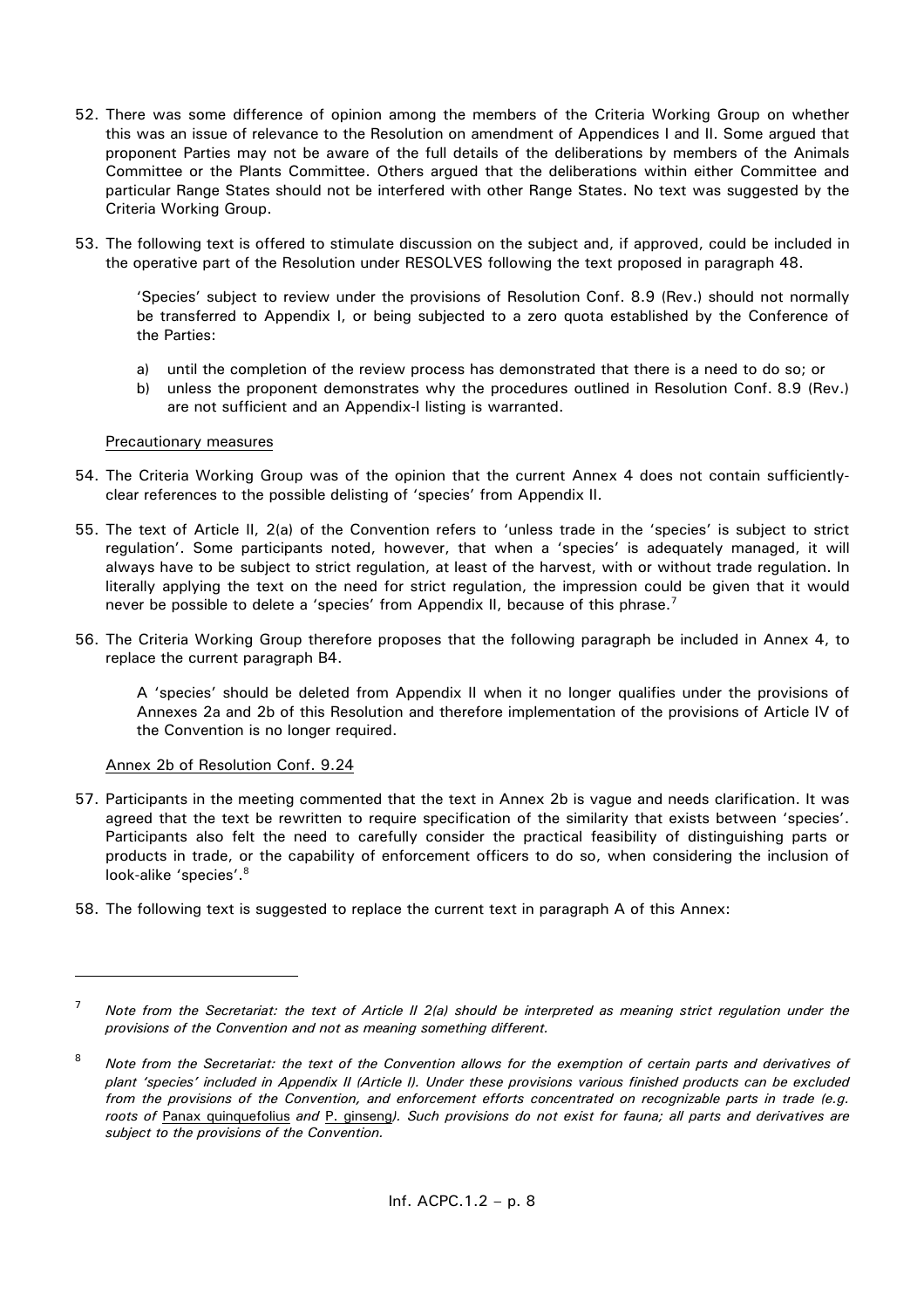52. There was some difference of opinion among the members of the Criteria Working Group on whether this was an issue of relevance to the Resolution on amendment of Appendices I and II. Some argued that proponent Parties may not be aware of the full details of the deliberations by members of the Animals Committee or the Plants Committee. Others argued that the deliberations within either Committee and particular Range States should not be interfered with other Range States. No text was suggested by the Criteria Working Group.

53. The following text is offered to stimulate discussion on the subject and, if approved, could be included in the operative part of the Resolution under RESOLVES following the text proposed in paragraph 48.

   'Species' subject to review under the provisions of Resolution Conf. 8.9 (Rev.) should not normally be transferred to Appendix I, or being subjected to a zero quota established by the Conference of the Parties:

   a) until the completion of the review process has demonstrated that there is a need to do so; or
   b) unless the proponent demonstrates why the procedures outlined in Resolution Conf. 8.9 (Rev.) are not sufficient and an Appendix-I listing is warranted.

<u>Precautionary measures</u>

54. The Criteria Working Group was of the opinion that the current Annex 4 does not contain sufficiently-clear references to the possible delisting of 'species' from Appendix II.

55. The text of Article II, 2(a) of the Convention refers to 'unless trade in the 'species' is subject to strict regulation'. Some participants noted, however, that when a 'species' is adequately managed, it will always have to be subject to strict regulation, at least of the harvest, with or without trade regulation. In literally applying the text on the need for strict regulation, the impression could be given that it would never be possible to delete a 'species' from Appendix II, because of this phrase.[7]

56. The Criteria Working Group therefore proposes that the following paragraph be included in Annex 4, to replace the current paragraph B4.

   A 'species' should be deleted from Appendix II when it no longer qualifies under the provisions of Annexes 2a and 2b of this Resolution and therefore implementation of the provisions of Article IV of the Convention is no longer required.

<u>Annex 2b of Resolution Conf. 9.24</u>

57. Participants in the meeting commented that the text in Annex 2b is vague and needs clarification. It was agreed that the text be rewritten to require specification of the similarity that exists between 'species'. Participants also felt the need to carefully consider the practical feasibility of distinguishing parts or products in trade, or the capability of enforcement officers to do so, when considering the inclusion of look-alike 'species'.[8]

58. The following text is suggested to replace the current text in paragraph A of this Annex:

---

[7] *Note from the Secretariat: the text of Article II 2(a) should be interpreted as meaning strict regulation under the provisions of the Convention and not as meaning something different.*

[8] *Note from the Secretariat: the text of the Convention allows for the exemption of certain parts and derivatives of plant 'species' included in Appendix II (Article I). Under these provisions various finished products can be excluded from the provisions of the Convention, and enforcement efforts concentrated on recognizable parts in trade (e.g. roots of* <u>Panax quinquefolius</u> *and* <u>P. ginseng</u>*). Such provisions do not exist for fauna; all parts and derivatives are subject to the provisions of the Convention.*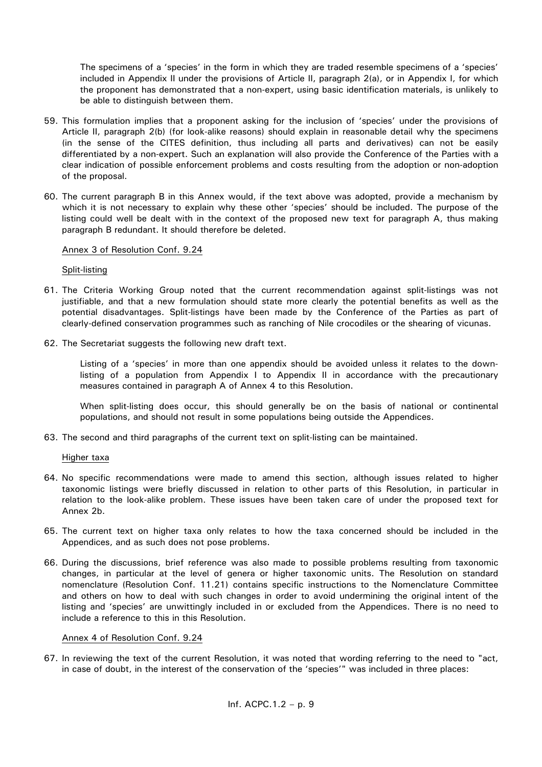The specimens of a 'species' in the form in which they are traded resemble specimens of a 'species' included in Appendix II under the provisions of Article II, paragraph 2(a), or in Appendix I, for which the proponent has demonstrated that a non-expert, using basic identification materials, is unlikely to be able to distinguish between them.

59. This formulation implies that a proponent asking for the inclusion of 'species' under the provisions of Article II, paragraph 2(b) (for look-alike reasons) should explain in reasonable detail why the specimens (in the sense of the CITES definition, thus including all parts and derivatives) can not be easily differentiated by a non-expert. Such an explanation will also provide the Conference of the Parties with a clear indication of possible enforcement problems and costs resulting from the adoption or non-adoption of the proposal.

60. The current paragraph B in this Annex would, if the text above was adopted, provide a mechanism by which it is not necessary to explain why these other 'species' should be included. The purpose of the listing could well be dealt with in the context of the proposed new text for paragraph A, thus making paragraph B redundant. It should therefore be deleted.

Annex 3 of Resolution Conf. 9.24

Split-listing

61. The Criteria Working Group noted that the current recommendation against split-listings was not justifiable, and that a new formulation should state more clearly the potential benefits as well as the potential disadvantages. Split-listings have been made by the Conference of the Parties as part of clearly-defined conservation programmes such as ranching of Nile crocodiles or the shearing of vicunas.

62. The Secretariat suggests the following new draft text.

    Listing of a 'species' in more than one appendix should be avoided unless it relates to the down-listing of a population from Appendix I to Appendix II in accordance with the precautionary measures contained in paragraph A of Annex 4 to this Resolution.

    When split-listing does occur, this should generally be on the basis of national or continental populations, and should not result in some populations being outside the Appendices.

63. The second and third paragraphs of the current text on split-listing can be maintained.

Higher taxa

64. No specific recommendations were made to amend this section, although issues related to higher taxonomic listings were briefly discussed in relation to other parts of this Resolution, in particular in relation to the look-alike problem. These issues have been taken care of under the proposed text for Annex 2b.

65. The current text on higher taxa only relates to how the taxa concerned should be included in the Appendices, and as such does not pose problems.

66. During the discussions, brief reference was also made to possible problems resulting from taxonomic changes, in particular at the level of genera or higher taxonomic units. The Resolution on standard nomenclature (Resolution Conf. 11.21) contains specific instructions to the Nomenclature Committee and others on how to deal with such changes in order to avoid undermining the original intent of the listing and 'species' are unwittingly included in or excluded from the Appendices. There is no need to include a reference to this in this Resolution.

Annex 4 of Resolution Conf. 9.24

67. In reviewing the text of the current Resolution, it was noted that wording referring to the need to "act, in case of doubt, in the interest of the conservation of the 'species'" was included in three places: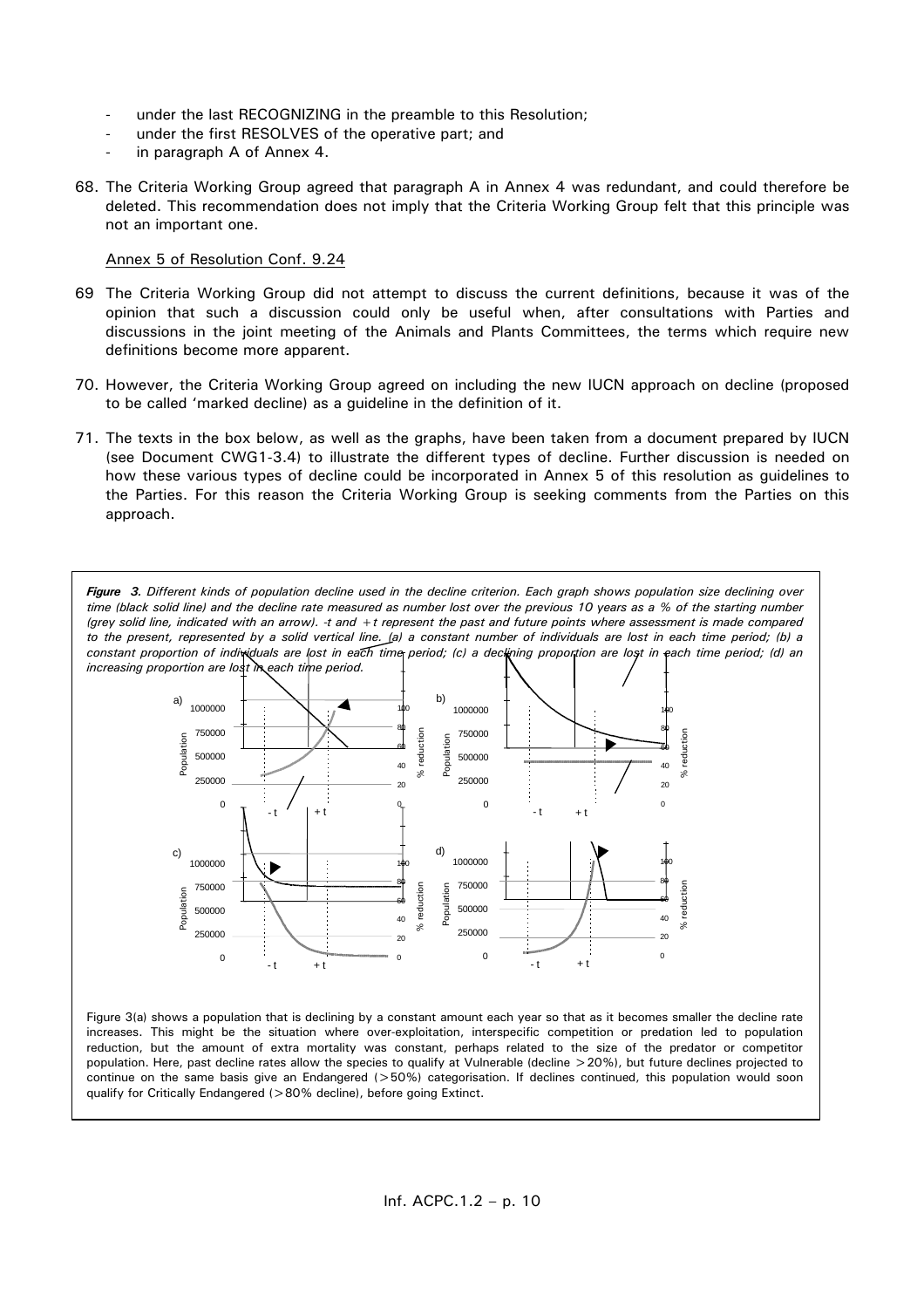- under the last RECOGNIZING in the preamble to this Resolution;
- under the first RESOLVES of the operative part; and
- in paragraph A of Annex 4.

68. The Criteria Working Group agreed that paragraph A in Annex 4 was redundant, and could therefore be deleted. This recommendation does not imply that the Criteria Working Group felt that this principle was not an important one.

Annex 5 of Resolution Conf. 9.24

69 The Criteria Working Group did not attempt to discuss the current definitions, because it was of the opinion that such a discussion could only be useful when, after consultations with Parties and discussions in the joint meeting of the Animals and Plants Committees, the terms which require new definitions become more apparent.

70. However, the Criteria Working Group agreed on including the new IUCN approach on decline (proposed to be called 'marked decline) as a guideline in the definition of it.

71. The texts in the box below, as well as the graphs, have been taken from a document prepared by IUCN (see Document CWG1-3.4) to illustrate the different types of decline. Further discussion is needed on how these various types of decline could be incorporated in Annex 5 of this resolution as guidelines to the Parties. For this reason the Criteria Working Group is seeking comments from the Parties on this approach.

***Figure 3.*** *Different kinds of population decline used in the decline criterion. Each graph shows population size declining over time (black solid line) and the decline rate measured as number lost over the previous 10 years as a % of the starting number (grey solid line, indicated with an arrow). -t and +t represent the past and future points where assessment is made compared to the present, represented by a solid vertical line. (a) a constant number of individuals are lost in each time period; (b) a constant proportion of individuals are lost in each time period; (c) a declining proportion are lost in each time period; (d) an increasing proportion are lost in each time period.*

Figure 3(a) shows a population that is declining by a constant amount each year so that as it becomes smaller the decline rate increases. This might be the situation where over-exploitation, interspecific competition or predation led to population reduction, but the amount of extra mortality was constant, perhaps related to the size of the predator or competitor population. Here, past decline rates allow the species to qualify at Vulnerable (decline >20%), but future declines projected to continue on the same basis give an Endangered (>50%) categorisation. If declines continued, this population would soon qualify for Critically Endangered (>80% decline), before going Extinct.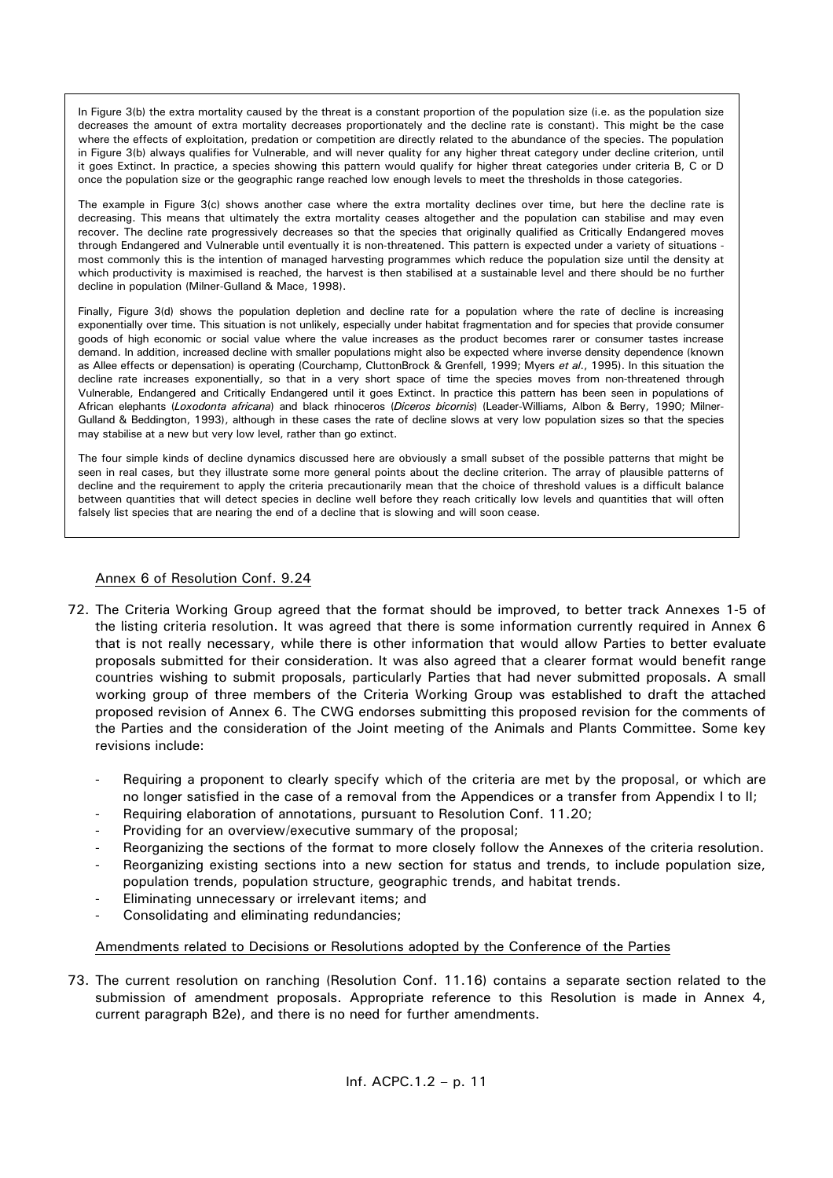In Figure 3(b) the extra mortality caused by the threat is a constant proportion of the population size (i.e. as the population size decreases the amount of extra mortality decreases proportionately and the decline rate is constant). This might be the case where the effects of exploitation, predation or competition are directly related to the abundance of the species. The population in Figure 3(b) always qualifies for Vulnerable, and will never quality for any higher threat category under decline criterion, until it goes Extinct. In practice, a species showing this pattern would qualify for higher threat categories under criteria B, C or D once the population size or the geographic range reached low enough levels to meet the thresholds in those categories.

The example in Figure 3(c) shows another case where the extra mortality declines over time, but here the decline rate is decreasing. This means that ultimately the extra mortality ceases altogether and the population can stabilise and may even recover. The decline rate progressively decreases so that the species that originally qualified as Critically Endangered moves through Endangered and Vulnerable until eventually it is non-threatened. This pattern is expected under a variety of situations - most commonly this is the intention of managed harvesting programmes which reduce the population size until the density at which productivity is maximised is reached, the harvest is then stabilised at a sustainable level and there should be no further decline in population (Milner-Gulland & Mace, 1998).

Finally, Figure 3(d) shows the population depletion and decline rate for a population where the rate of decline is increasing exponentially over time. This situation is not unlikely, especially under habitat fragmentation and for species that provide consumer goods of high economic or social value where the value increases as the product becomes rarer or consumer tastes increase demand. In addition, increased decline with smaller populations might also be expected where inverse density dependence (known as Allee effects or depensation) is operating (Courchamp, CluttonBrock & Grenfell, 1999; Myers *et al*., 1995). In this situation the decline rate increases exponentially, so that in a very short space of time the species moves from non-threatened through Vulnerable, Endangered and Critically Endangered until it goes Extinct. In practice this pattern has been seen in populations of African elephants (*Loxodonta africana*) and black rhinoceros (*Diceros bicornis*) (Leader-Williams, Albon & Berry, 1990; Milner-Gulland & Beddington, 1993), although in these cases the rate of decline slows at very low population sizes so that the species may stabilise at a new but very low level, rather than go extinct.

The four simple kinds of decline dynamics discussed here are obviously a small subset of the possible patterns that might be seen in real cases, but they illustrate some more general points about the decline criterion. The array of plausible patterns of decline and the requirement to apply the criteria precautionarily mean that the choice of threshold values is a difficult balance between quantities that will detect species in decline well before they reach critically low levels and quantities that will often falsely list species that are nearing the end of a decline that is slowing and will soon cease.

Annex 6 of Resolution Conf. 9.24

72. The Criteria Working Group agreed that the format should be improved, to better track Annexes 1-5 of the listing criteria resolution. It was agreed that there is some information currently required in Annex 6 that is not really necessary, while there is other information that would allow Parties to better evaluate proposals submitted for their consideration. It was also agreed that a clearer format would benefit range countries wishing to submit proposals, particularly Parties that had never submitted proposals. A small working group of three members of the Criteria Working Group was established to draft the attached proposed revision of Annex 6. The CWG endorses submitting this proposed revision for the comments of the Parties and the consideration of the Joint meeting of the Animals and Plants Committee. Some key revisions include:

   - Requiring a proponent to clearly specify which of the criteria are met by the proposal, or which are no longer satisfied in the case of a removal from the Appendices or a transfer from Appendix I to II;
   - Requiring elaboration of annotations, pursuant to Resolution Conf. 11.20;
   - Providing for an overview/executive summary of the proposal;
   - Reorganizing the sections of the format to more closely follow the Annexes of the criteria resolution.
   - Reorganizing existing sections into a new section for status and trends, to include population size, population trends, population structure, geographic trends, and habitat trends.
   - Eliminating unnecessary or irrelevant items; and
   - Consolidating and eliminating redundancies;

Amendments related to Decisions or Resolutions adopted by the Conference of the Parties

73. The current resolution on ranching (Resolution Conf. 11.16) contains a separate section related to the submission of amendment proposals. Appropriate reference to this Resolution is made in Annex 4, current paragraph B2e), and there is no need for further amendments.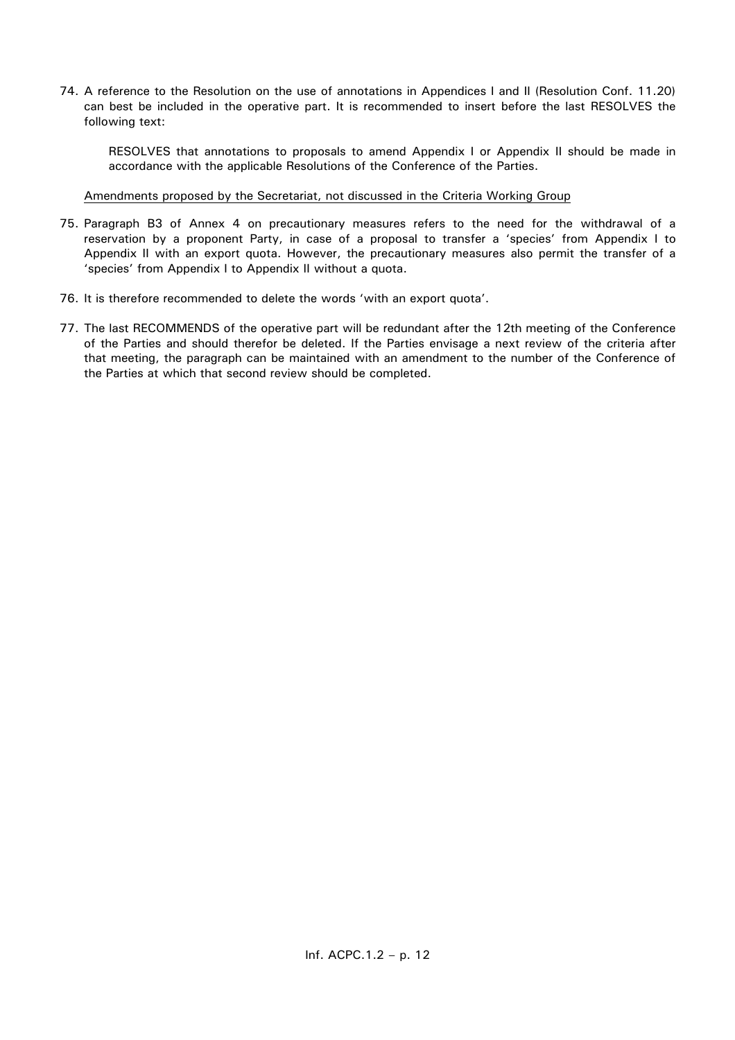74. A reference to the Resolution on the use of annotations in Appendices I and II (Resolution Conf. 11.20) can best be included in the operative part. It is recommended to insert before the last RESOLVES the following text:

   RESOLVES that annotations to proposals to amend Appendix I or Appendix II should be made in accordance with the applicable Resolutions of the Conference of the Parties.

<u>Amendments proposed by the Secretariat, not discussed in the Criteria Working Group</u>

75. Paragraph B3 of Annex 4 on precautionary measures refers to the need for the withdrawal of a reservation by a proponent Party, in case of a proposal to transfer a 'species' from Appendix I to Appendix II with an export quota. However, the precautionary measures also permit the transfer of a 'species' from Appendix I to Appendix II without a quota.

76. It is therefore recommended to delete the words 'with an export quota'.

77. The last RECOMMENDS of the operative part will be redundant after the 12th meeting of the Conference of the Parties and should therefor be deleted. If the Parties envisage a next review of the criteria after that meeting, the paragraph can be maintained with an amendment to the number of the Conference of the Parties at which that second review should be completed.